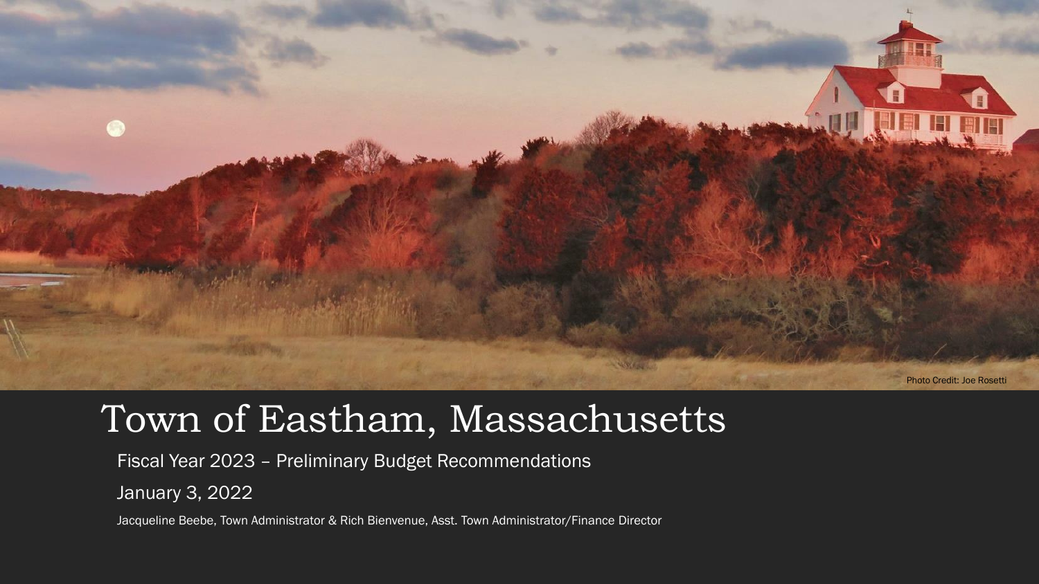Photo Credit: Joe Rosetti

# Town of Eastham, Massachusetts

Fiscal Year 2023 – Preliminary Budget Recommendations

January 3, 2022

Jacqueline Beebe, Town Administrator & Rich Bienvenue, Asst. Town Administrator/Finance Director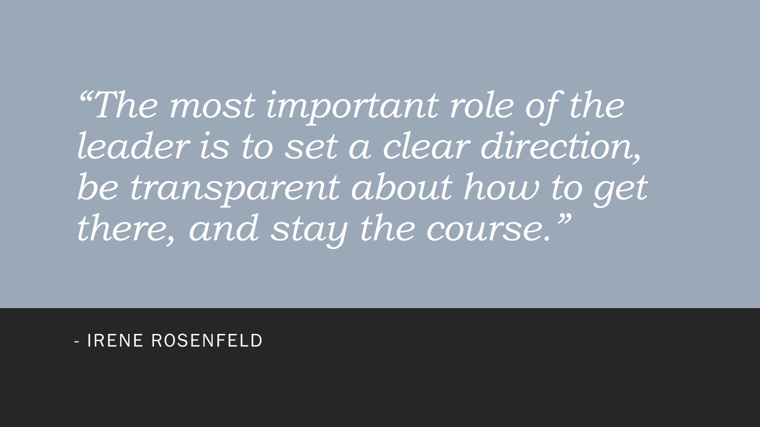*"The most important role of the leader is to set a clear direction, be transparent about how to get there, and stay the course."*

- IRENE ROSENFELD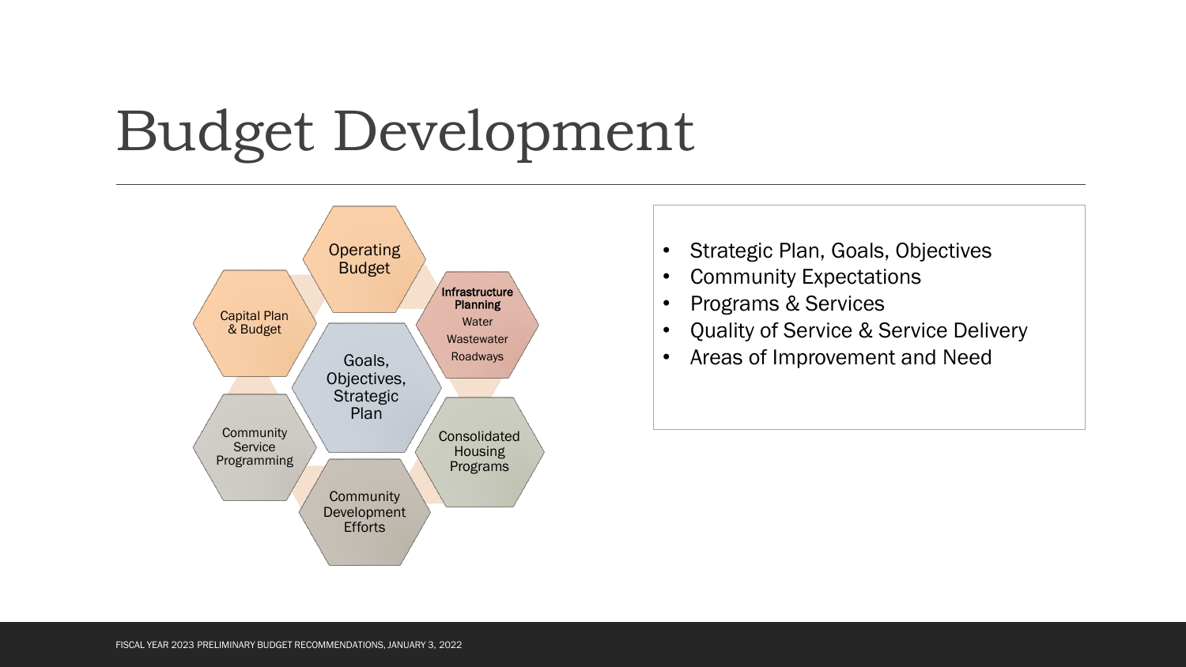# Budget Development

- Goals, Objectives, Strategic Plan
- Operating Budget
- Infrastructure Planning
  - Water
  - Wastewater
  - Roadways
- Consolidated Housing Programs
- Community Development Efforts
- Community Service Programming
- Capital Plan & Budget

---

- Strategic Plan, Goals, Objectives
- Community Expectations
- Programs & Services
- Quality of Service & Service Delivery
- Areas of Improvement and Need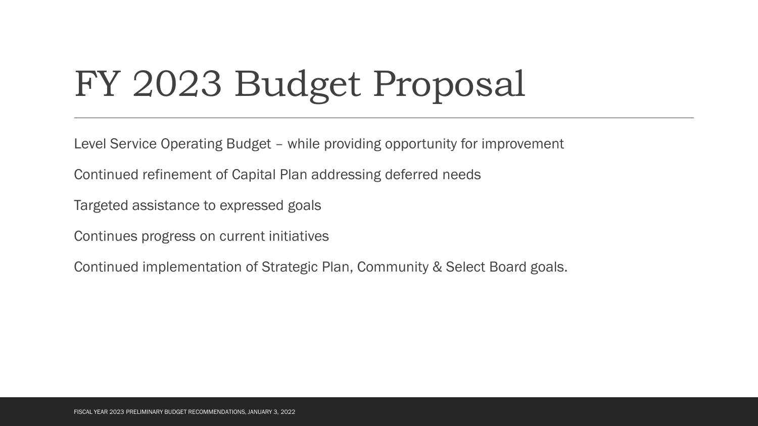# FY 2023 Budget Proposal

Level Service Operating Budget – while providing opportunity for improvement

Continued refinement of Capital Plan addressing deferred needs

Targeted assistance to expressed goals

Continues progress on current initiatives

Continued implementation of Strategic Plan, Community & Select Board goals.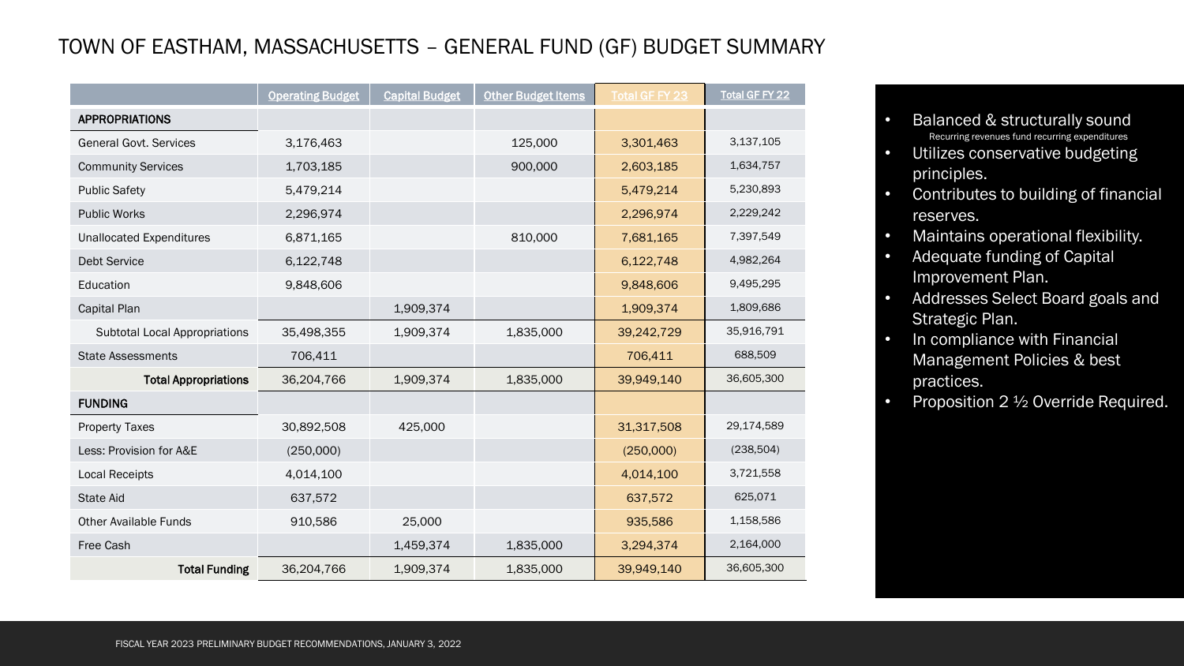# TOWN OF EASTHAM, MASSACHUSETTS – GENERAL FUND (GF) BUDGET SUMMARY

| | Operating Budget | Capital Budget | Other Budget Items | Total GF FY 23 | Total GF FY 22 |
|---|---|---|---|---|---|
| **APPROPRIATIONS** | | | | | |
| General Govt. Services | 3,176,463 | | 125,000 | 3,301,463 | 3,137,105 |
| Community Services | 1,703,185 | | 900,000 | 2,603,185 | 1,634,757 |
| Public Safety | 5,479,214 | | | 5,479,214 | 5,230,893 |
| Public Works | 2,296,974 | | | 2,296,974 | 2,229,242 |
| Unallocated Expenditures | 6,871,165 | | 810,000 | 7,681,165 | 7,397,549 |
| Debt Service | 6,122,748 | | | 6,122,748 | 4,982,264 |
| Education | 9,848,606 | | | 9,848,606 | 9,495,295 |
| Capital Plan | | 1,909,374 | | 1,909,374 | 1,809,686 |
| Subtotal Local Appropriations | 35,498,355 | 1,909,374 | 1,835,000 | 39,242,729 | 35,916,791 |
| State Assessments | 706,411 | | | 706,411 | 688,509 |
| **Total Appropriations** | 36,204,766 | 1,909,374 | 1,835,000 | 39,949,140 | 36,605,300 |
| **FUNDING** | | | | | |
| Property Taxes | 30,892,508 | 425,000 | | 31,317,508 | 29,174,589 |
| Less: Provision for A&E | (250,000) | | | (250,000) | (238,504) |
| Local Receipts | 4,014,100 | | | 4,014,100 | 3,721,558 |
| State Aid | 637,572 | | | 637,572 | 625,071 |
| Other Available Funds | 910,586 | 25,000 | | 935,586 | 1,158,586 |
| Free Cash | | 1,459,374 | 1,835,000 | 3,294,374 | 2,164,000 |
| **Total Funding** | 36,204,766 | 1,909,374 | 1,835,000 | 39,949,140 | 36,605,300 |

- Balanced & structurally sound
  Recurring revenues fund recurring expenditures
- Utilizes conservative budgeting principles.
- Contributes to building of financial reserves.
- Maintains operational flexibility.
- Adequate funding of Capital Improvement Plan.
- Addresses Select Board goals and Strategic Plan.
- In compliance with Financial Management Policies & best practices.
- Proposition 2 ½ Override Required.

FISCAL YEAR 2023 PRELIMINARY BUDGET RECOMMENDATIONS, JANUARY 3, 2022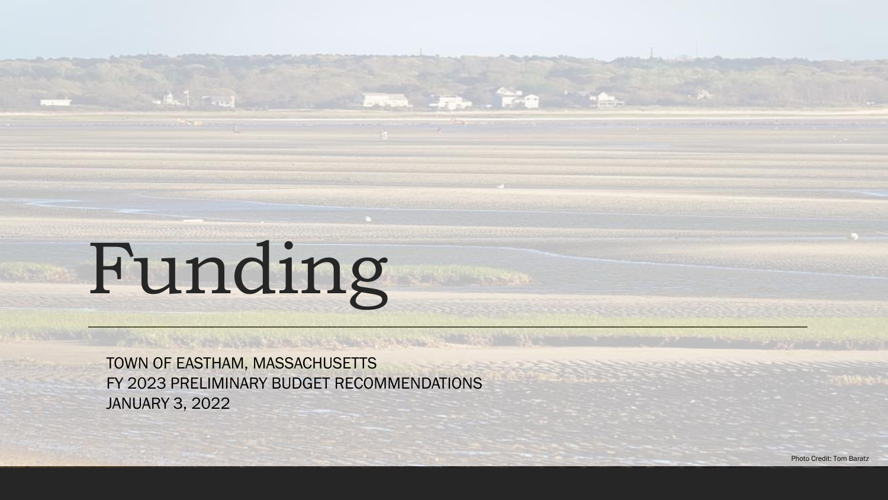# Funding

TOWN OF EASTHAM, MASSACHUSETTS
FY 2023 PRELIMINARY BUDGET RECOMMENDATIONS
JANUARY 3, 2022

Photo Credit: Tom Baratz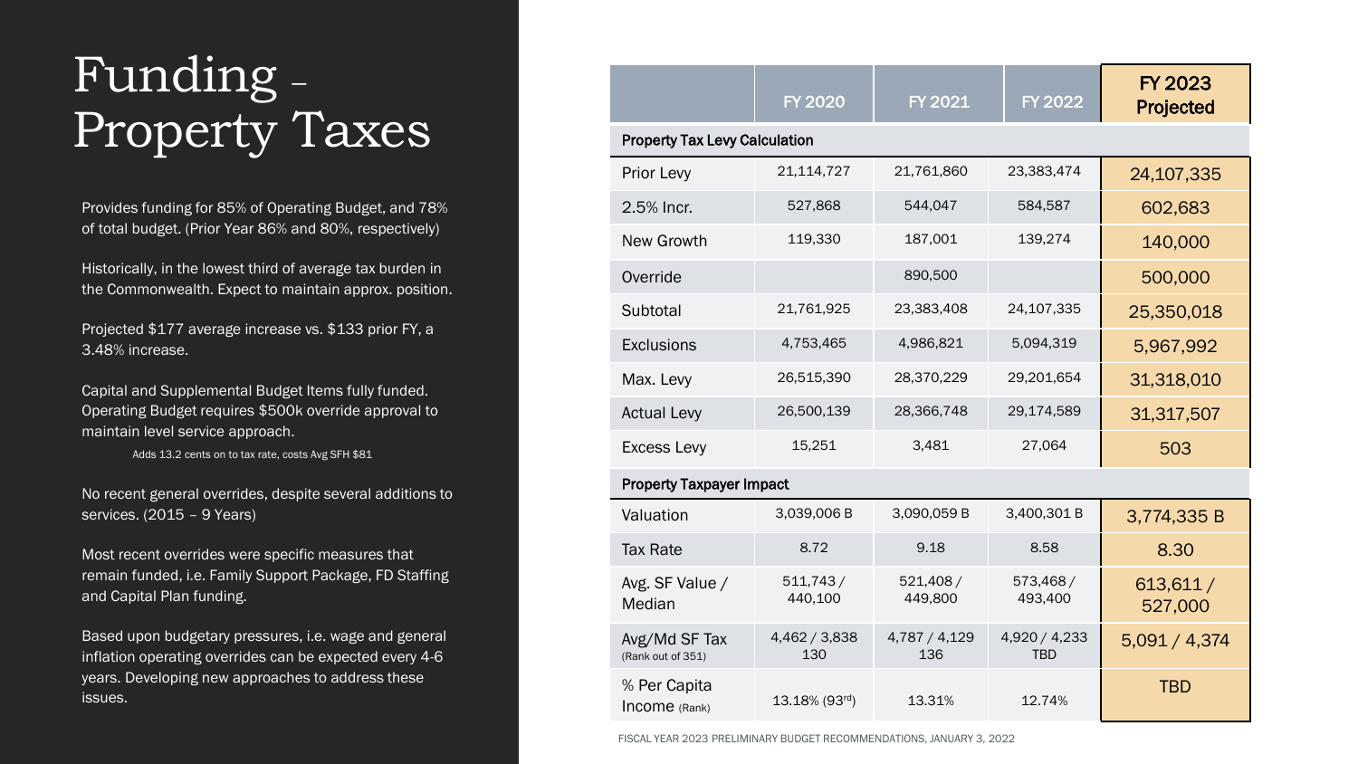# Funding – Property Taxes

Provides funding for 85% of Operating Budget, and 78% of total budget. (Prior Year 86% and 80%, respectively)

Historically, in the lowest third of average tax burden in the Commonwealth. Expect to maintain approx. position.

Projected $177 average increase vs. $133 prior FY, a 3.48% increase.

Capital and Supplemental Budget Items fully funded. Operating Budget requires $500k override approval to maintain level service approach.

Adds 13.2 cents on to tax rate, costs Avg SFH $81

No recent general overrides, despite several additions to services. (2015 – 9 Years)

Most recent overrides were specific measures that remain funded, i.e. Family Support Package, FD Staffing and Capital Plan funding.

Based upon budgetary pressures, i.e. wage and general inflation operating overrides can be expected every 4-6 years. Developing new approaches to address these issues.

| | FY 2020 | FY 2021 | FY 2022 | FY 2023 Projected |
|---|---|---|---|---|
| **Property Tax Levy Calculation** | | | | |
| Prior Levy | 21,114,727 | 21,761,860 | 23,383,474 | 24,107,335 |
| 2.5% Incr. | 527,868 | 544,047 | 584,587 | 602,683 |
| New Growth | 119,330 | 187,001 | 139,274 | 140,000 |
| Override | | 890,500 | | 500,000 |
| Subtotal | 21,761,925 | 23,383,408 | 24,107,335 | 25,350,018 |
| Exclusions | 4,753,465 | 4,986,821 | 5,094,319 | 5,967,992 |
| Max. Levy | 26,515,390 | 28,370,229 | 29,201,654 | 31,318,010 |
| Actual Levy | 26,500,139 | 28,366,748 | 29,174,589 | 31,317,507 |
| Excess Levy | 15,251 | 3,481 | 27,064 | 503 |
| **Property Taxpayer Impact** | | | | |
| Valuation | 3,039,006 B | 3,090,059 B | 3,400,301 B | 3,774,335 B |
| Tax Rate | 8.72 | 9.18 | 8.58 | 8.30 |
| Avg. SF Value / Median | 511,743 / 440,100 | 521,408 / 449,800 | 573,468 / 493,400 | 613,611 / 527,000 |
| Avg/Md SF Tax (Rank out of 351) | 4,462 / 3,838 130 | 4,787 / 4,129 136 | 4,920 / 4,233 TBD | 5,091 / 4,374 |
| % Per Capita Income (Rank) | 13.18% (93rd) | 13.31% | 12.74% | TBD |

FISCAL YEAR 2023 PRELIMINARY BUDGET RECOMMENDATIONS, JANUARY 3, 2022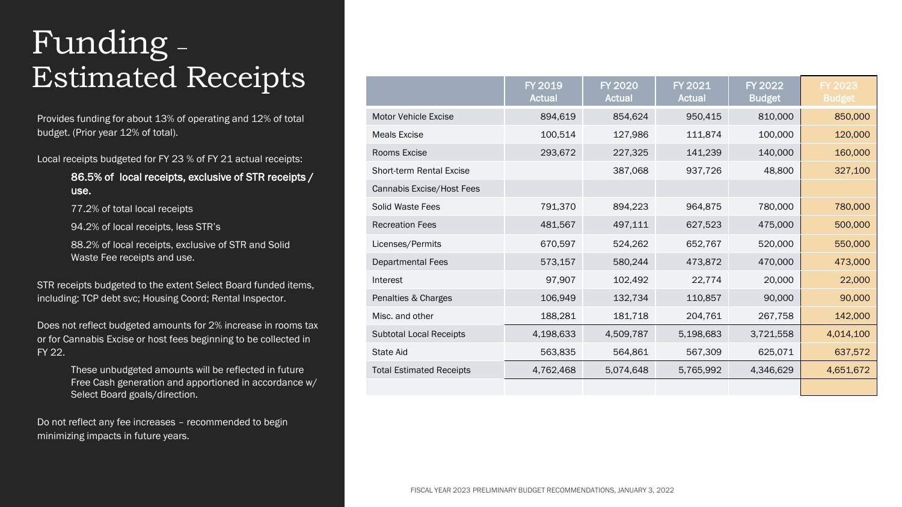# Funding – Estimated Receipts

Provides funding for about 13% of operating and 12% of total budget. (Prior year 12% of total).

Local receipts budgeted for FY 23 % of FY 21 actual receipts:

> **86.5% of local receipts, exclusive of STR receipts / use.**
>
> 77.2% of total local receipts
>
> 94.2% of local receipts, less STR's
>
> 88.2% of local receipts, exclusive of STR and Solid Waste Fee receipts and use.

STR receipts budgeted to the extent Select Board funded items, including: TCP debt svc; Housing Coord; Rental Inspector.

Does not reflect budgeted amounts for 2% increase in rooms tax or for Cannabis Excise or host fees beginning to be collected in FY 22.

> These unbudgeted amounts will be reflected in future Free Cash generation and apportioned in accordance w/ Select Board goals/direction.

Do not reflect any fee increases – recommended to begin minimizing impacts in future years.

| | FY 2019 Actual | FY 2020 Actual | FY 2021 Actual | FY 2022 Budget | FY 2023 Budget |
|---|---|---|---|---|---|
| Motor Vehicle Excise | 894,619 | 854,624 | 950,415 | 810,000 | 850,000 |
| Meals Excise | 100,514 | 127,986 | 111,874 | 100,000 | 120,000 |
| Rooms Excise | 293,672 | 227,325 | 141,239 | 140,000 | 160,000 |
| Short-term Rental Excise | | 387,068 | 937,726 | 48,800 | 327,100 |
| Cannabis Excise/Host Fees | | | | | |
| Solid Waste Fees | 791,370 | 894,223 | 964,875 | 780,000 | 780,000 |
| Recreation Fees | 481,567 | 497,111 | 627,523 | 475,000 | 500,000 |
| Licenses/Permits | 670,597 | 524,262 | 652,767 | 520,000 | 550,000 |
| Departmental Fees | 573,157 | 580,244 | 473,872 | 470,000 | 473,000 |
| Interest | 97,907 | 102,492 | 22,774 | 20,000 | 22,000 |
| Penalties & Charges | 106,949 | 132,734 | 110,857 | 90,000 | 90,000 |
| Misc. and other | 188,281 | 181,718 | 204,761 | 267,758 | 142,000 |
| Subtotal Local Receipts | 4,198,633 | 4,509,787 | 5,198,683 | 3,721,558 | 4,014,100 |
| State Aid | 563,835 | 564,861 | 567,309 | 625,071 | 637,572 |
| Total Estimated Receipts | 4,762,468 | 5,074,648 | 5,765,992 | 4,346,629 | 4,651,672 |

FISCAL YEAR 2023 PRELIMINARY BUDGET RECOMMENDATIONS, JANUARY 3, 2022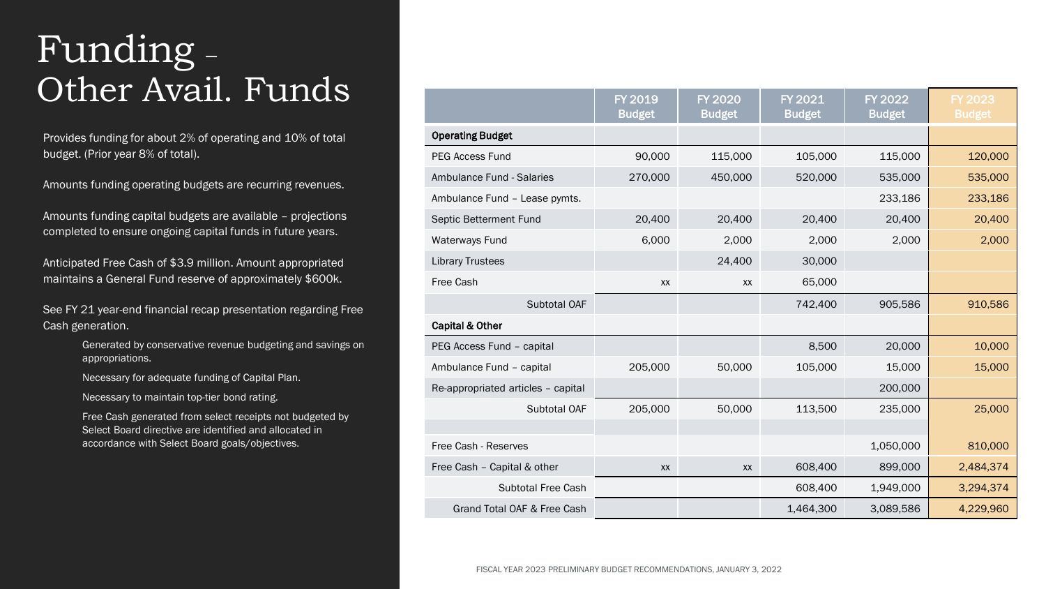# Funding – Other Avail. Funds

Provides funding for about 2% of operating and 10% of total budget. (Prior year 8% of total).

Amounts funding operating budgets are recurring revenues.

Amounts funding capital budgets are available – projections completed to ensure ongoing capital funds in future years.

Anticipated Free Cash of $3.9 million. Amount appropriated maintains a General Fund reserve of approximately $600k.

See FY 21 year-end financial recap presentation regarding Free Cash generation.

- Generated by conservative revenue budgeting and savings on appropriations.
- Necessary for adequate funding of Capital Plan.
- Necessary to maintain top-tier bond rating.
- Free Cash generated from select receipts not budgeted by Select Board directive are identified and allocated in accordance with Select Board goals/objectives.

| | FY 2019 Budget | FY 2020 Budget | FY 2021 Budget | FY 2022 Budget | FY 2023 Budget |
|---|---|---|---|---|---|
| **Operating Budget** | | | | | |
| PEG Access Fund | 90,000 | 115,000 | 105,000 | 115,000 | 120,000 |
| Ambulance Fund - Salaries | 270,000 | 450,000 | 520,000 | 535,000 | 535,000 |
| Ambulance Fund – Lease pymts. | | | | 233,186 | 233,186 |
| Septic Betterment Fund | 20,400 | 20,400 | 20,400 | 20,400 | 20,400 |
| Waterways Fund | 6,000 | 2,000 | 2,000 | 2,000 | 2,000 |
| Library Trustees | | 24,400 | 30,000 | | |
| Free Cash | xx | xx | 65,000 | | |
| Subtotal OAF | | | 742,400 | 905,586 | 910,586 |
| **Capital & Other** | | | | | |
| PEG Access Fund – capital | | | 8,500 | 20,000 | 10,000 |
| Ambulance Fund – capital | 205,000 | 50,000 | 105,000 | 15,000 | 15,000 |
| Re-appropriated articles – capital | | | | 200,000 | |
| Subtotal OAF | 205,000 | 50,000 | 113,500 | 235,000 | 25,000 |
| | | | | | |
| Free Cash - Reserves | | | | 1,050,000 | 810,000 |
| Free Cash – Capital & other | xx | xx | 608,400 | 899,000 | 2,484,374 |
| Subtotal Free Cash | | | 608,400 | 1,949,000 | 3,294,374 |
| Grand Total OAF & Free Cash | | | 1,464,300 | 3,089,586 | 4,229,960 |

FISCAL YEAR 2023 PRELIMINARY BUDGET RECOMMENDATIONS, JANUARY 3, 2022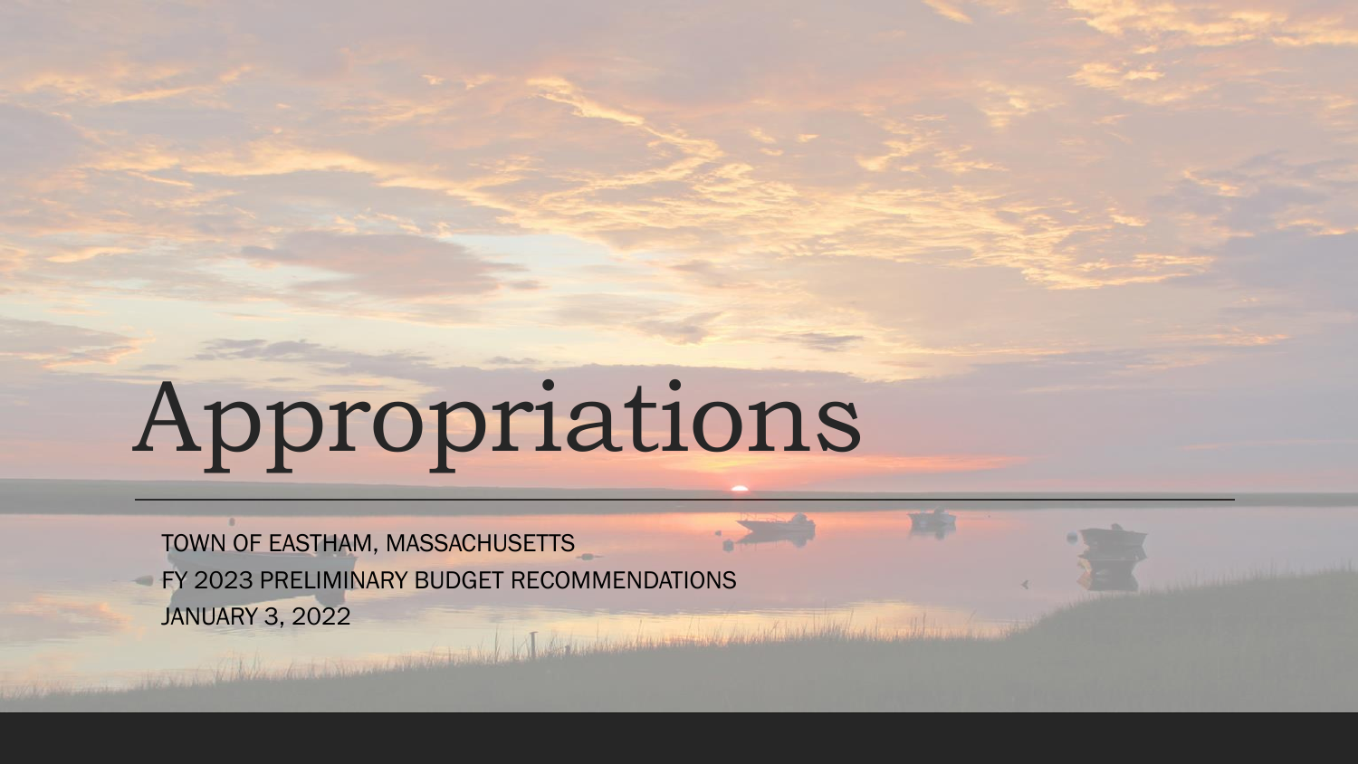# Appropriations

TOWN OF EASTHAM, MASSACHUSETTS
FY 2023 PRELIMINARY BUDGET RECOMMENDATIONS
JANUARY 3, 2022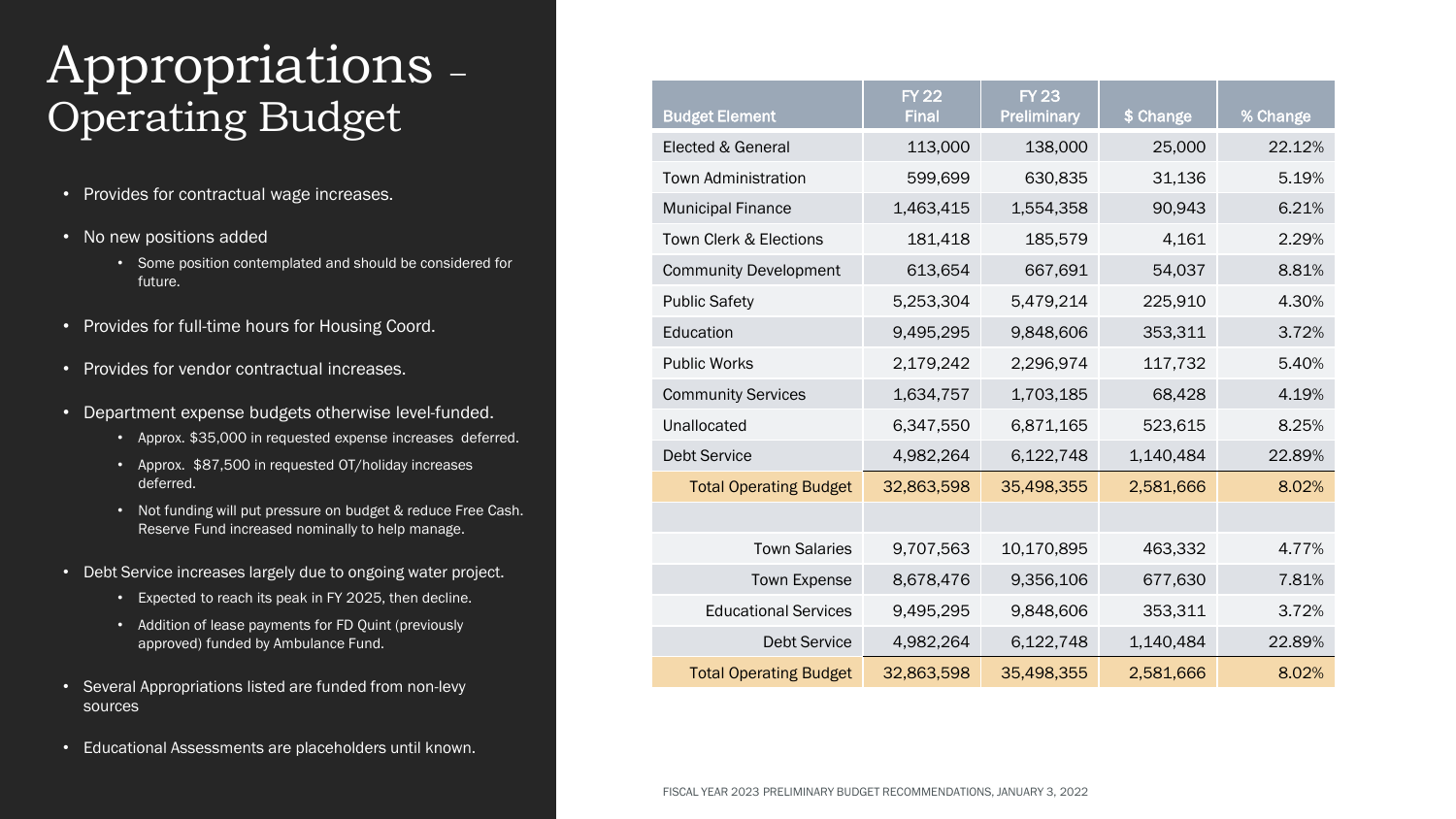# Appropriations – Operating Budget

- Provides for contractual wage increases.
- No new positions added
  - Some position contemplated and should be considered for future.
- Provides for full-time hours for Housing Coord.
- Provides for vendor contractual increases.
- Department expense budgets otherwise level-funded.
  - Approx. $35,000 in requested expense increases deferred.
  - Approx. $87,500 in requested OT/holiday increases deferred.
  - Not funding will put pressure on budget & reduce Free Cash. Reserve Fund increased nominally to help manage.
- Debt Service increases largely due to ongoing water project.
  - Expected to reach its peak in FY 2025, then decline.
  - Addition of lease payments for FD Quint (previously approved) funded by Ambulance Fund.
- Several Appropriations listed are funded from non-levy sources
- Educational Assessments are placeholders until known.

| Budget Element | FY 22 Final | FY 23 Preliminary | $ Change | % Change |
|---|---|---|---|---|
| Elected & General | 113,000 | 138,000 | 25,000 | 22.12% |
| Town Administration | 599,699 | 630,835 | 31,136 | 5.19% |
| Municipal Finance | 1,463,415 | 1,554,358 | 90,943 | 6.21% |
| Town Clerk & Elections | 181,418 | 185,579 | 4,161 | 2.29% |
| Community Development | 613,654 | 667,691 | 54,037 | 8.81% |
| Public Safety | 5,253,304 | 5,479,214 | 225,910 | 4.30% |
| Education | 9,495,295 | 9,848,606 | 353,311 | 3.72% |
| Public Works | 2,179,242 | 2,296,974 | 117,732 | 5.40% |
| Community Services | 1,634,757 | 1,703,185 | 68,428 | 4.19% |
| Unallocated | 6,347,550 | 6,871,165 | 523,615 | 8.25% |
| Debt Service | 4,982,264 | 6,122,748 | 1,140,484 | 22.89% |
| Total Operating Budget | 32,863,598 | 35,498,355 | 2,581,666 | 8.02% |
| | | | | |
| Town Salaries | 9,707,563 | 10,170,895 | 463,332 | 4.77% |
| Town Expense | 8,678,476 | 9,356,106 | 677,630 | 7.81% |
| Educational Services | 9,495,295 | 9,848,606 | 353,311 | 3.72% |
| Debt Service | 4,982,264 | 6,122,748 | 1,140,484 | 22.89% |
| Total Operating Budget | 32,863,598 | 35,498,355 | 2,581,666 | 8.02% |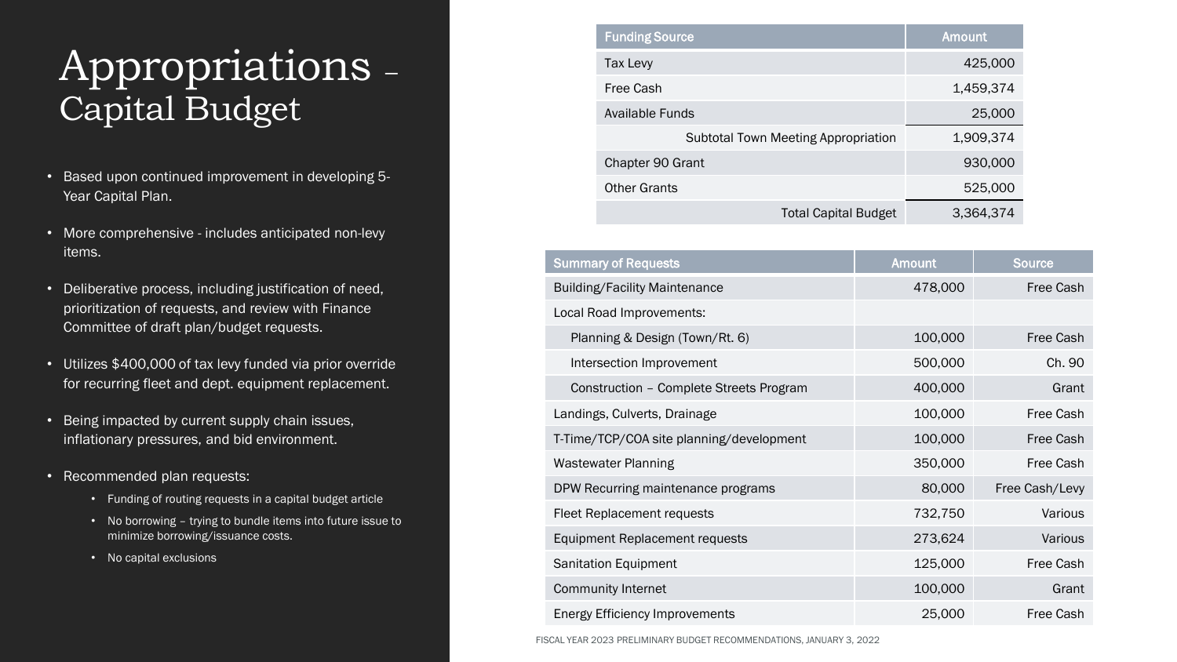# Appropriations – Capital Budget

- Based upon continued improvement in developing 5-Year Capital Plan.
- More comprehensive - includes anticipated non-levy items.
- Deliberative process, including justification of need, prioritization of requests, and review with Finance Committee of draft plan/budget requests.
- Utilizes $400,000 of tax levy funded via prior override for recurring fleet and dept. equipment replacement.
- Being impacted by current supply chain issues, inflationary pressures, and bid environment.
- Recommended plan requests:
  - Funding of routing requests in a capital budget article
  - No borrowing – trying to bundle items into future issue to minimize borrowing/issuance costs.
  - No capital exclusions

| Funding Source | Amount |
|---|---|
| Tax Levy | 425,000 |
| Free Cash | 1,459,374 |
| Available Funds | 25,000 |
| Subtotal Town Meeting Appropriation | 1,909,374 |
| Chapter 90 Grant | 930,000 |
| Other Grants | 525,000 |
| Total Capital Budget | 3,364,374 |

| Summary of Requests | Amount | Source |
|---|---|---|
| Building/Facility Maintenance | 478,000 | Free Cash |
| Local Road Improvements: | | |
| Planning & Design (Town/Rt. 6) | 100,000 | Free Cash |
| Intersection Improvement | 500,000 | Ch. 90 |
| Construction – Complete Streets Program | 400,000 | Grant |
| Landings, Culverts, Drainage | 100,000 | Free Cash |
| T-Time/TCP/COA site planning/development | 100,000 | Free Cash |
| Wastewater Planning | 350,000 | Free Cash |
| DPW Recurring maintenance programs | 80,000 | Free Cash/Levy |
| Fleet Replacement requests | 732,750 | Various |
| Equipment Replacement requests | 273,624 | Various |
| Sanitation Equipment | 125,000 | Free Cash |
| Community Internet | 100,000 | Grant |
| Energy Efficiency Improvements | 25,000 | Free Cash |

FISCAL YEAR 2023 PRELIMINARY BUDGET RECOMMENDATIONS, JANUARY 3, 2022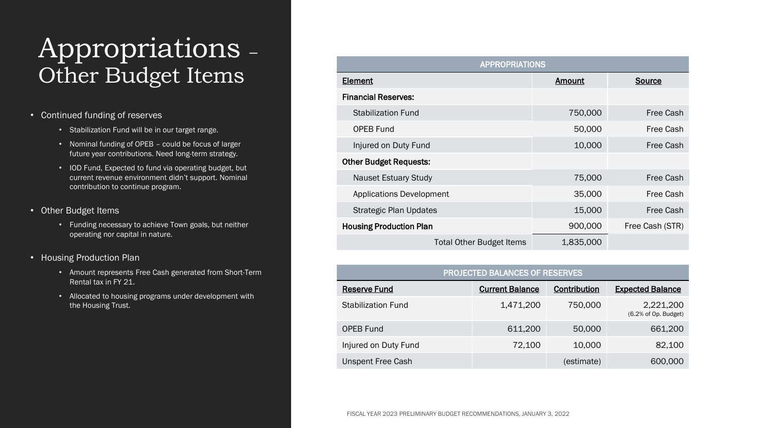# Appropriations – Other Budget Items

- Continued funding of reserves
  - Stabilization Fund will be in our target range.
  - Nominal funding of OPEB – could be focus of larger future year contributions. Need long-term strategy.
  - IOD Fund, Expected to fund via operating budget, but current revenue environment didn't support. Nominal contribution to continue program.
- Other Budget Items
  - Funding necessary to achieve Town goals, but neither operating nor capital in nature.
- Housing Production Plan
  - Amount represents Free Cash generated from Short-Term Rental tax in FY 21.
  - Allocated to housing programs under development with the Housing Trust.

| APPROPRIATIONS | | |
|---|---|---|
| **Element** | **Amount** | **Source** |
| **Financial Reserves:** | | |
| Stabilization Fund | 750,000 | Free Cash |
| OPEB Fund | 50,000 | Free Cash |
| Injured on Duty Fund | 10,000 | Free Cash |
| **Other Budget Requests:** | | |
| Nauset Estuary Study | 75,000 | Free Cash |
| Applications Development | 35,000 | Free Cash |
| Strategic Plan Updates | 15,000 | Free Cash |
| **Housing Production Plan** | 900,000 | Free Cash (STR) |
| Total Other Budget Items | 1,835,000 | |

| PROJECTED BALANCES OF RESERVES | | | |
|---|---|---|---|
| **Reserve Fund** | **Current Balance** | **Contribution** | **Expected Balance** |
| Stabilization Fund | 1,471,200 | 750,000 | 2,221,200 (6.2% of Op. Budget) |
| OPEB Fund | 611,200 | 50,000 | 661,200 |
| Injured on Duty Fund | 72,100 | 10,000 | 82,100 |
| Unspent Free Cash | | (estimate) | 600,000 |

FISCAL YEAR 2023 PRELIMINARY BUDGET RECOMMENDATIONS, JANUARY 3, 2022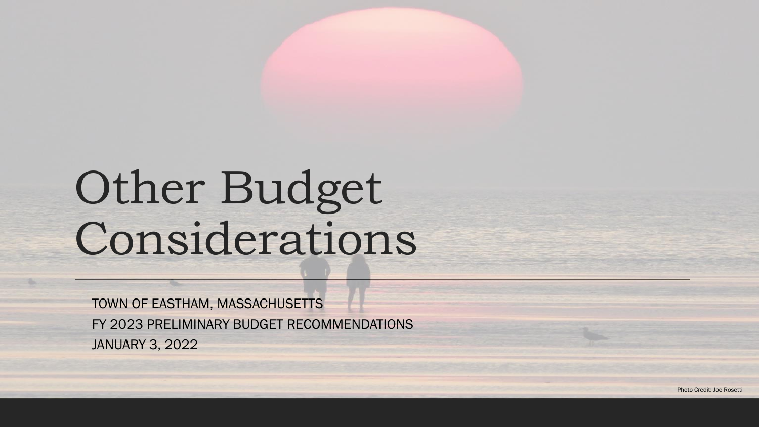# Other Budget Considerations

TOWN OF EASTHAM, MASSACHUSETTS

FY 2023 PRELIMINARY BUDGET RECOMMENDATIONS

JANUARY 3, 2022

Photo Credit: Joe Rosetti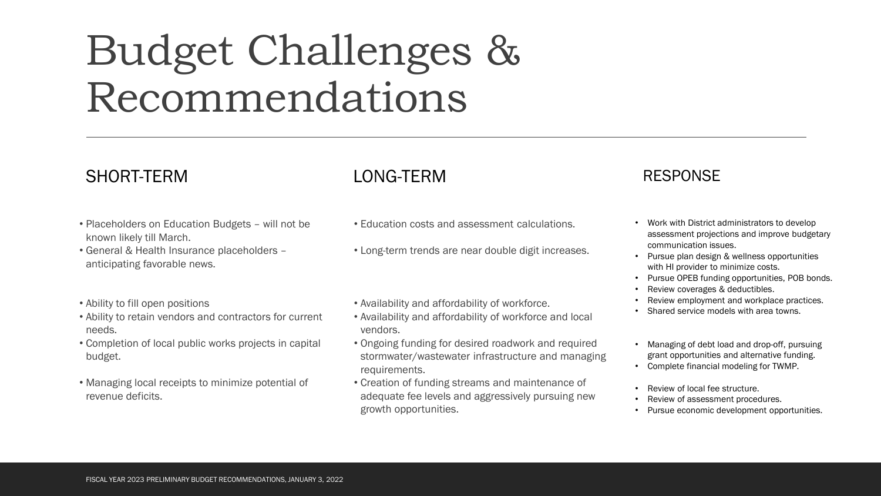# Budget Challenges & Recommendations

## SHORT-TERM

- Placeholders on Education Budgets – will not be known likely till March.
- General & Health Insurance placeholders – anticipating favorable news.

- Ability to fill open positions
- Ability to retain vendors and contractors for current needs.
- Completion of local public works projects in capital budget.

- Managing local receipts to minimize potential of revenue deficits.

## LONG-TERM

- Education costs and assessment calculations.

- Long-term trends are near double digit increases.

- Availability and affordability of workforce.
- Availability and affordability of workforce and local vendors.
- Ongoing funding for desired roadwork and required stormwater/wastewater infrastructure and managing requirements.
- Creation of funding streams and maintenance of adequate fee levels and aggressively pursuing new growth opportunities.

## RESPONSE

- Work with District administrators to develop assessment projections and improve budgetary communication issues.
- Pursue plan design & wellness opportunities with HI provider to minimize costs.
- Pursue OPEB funding opportunities, POB bonds.
- Review coverages & deductibles.
- Review employment and workplace practices.
- Shared service models with area towns.

- Managing of debt load and drop-off, pursuing grant opportunities and alternative funding.
- Complete financial modeling for TWMP.

- Review of local fee structure.
- Review of assessment procedures.
- Pursue economic development opportunities.